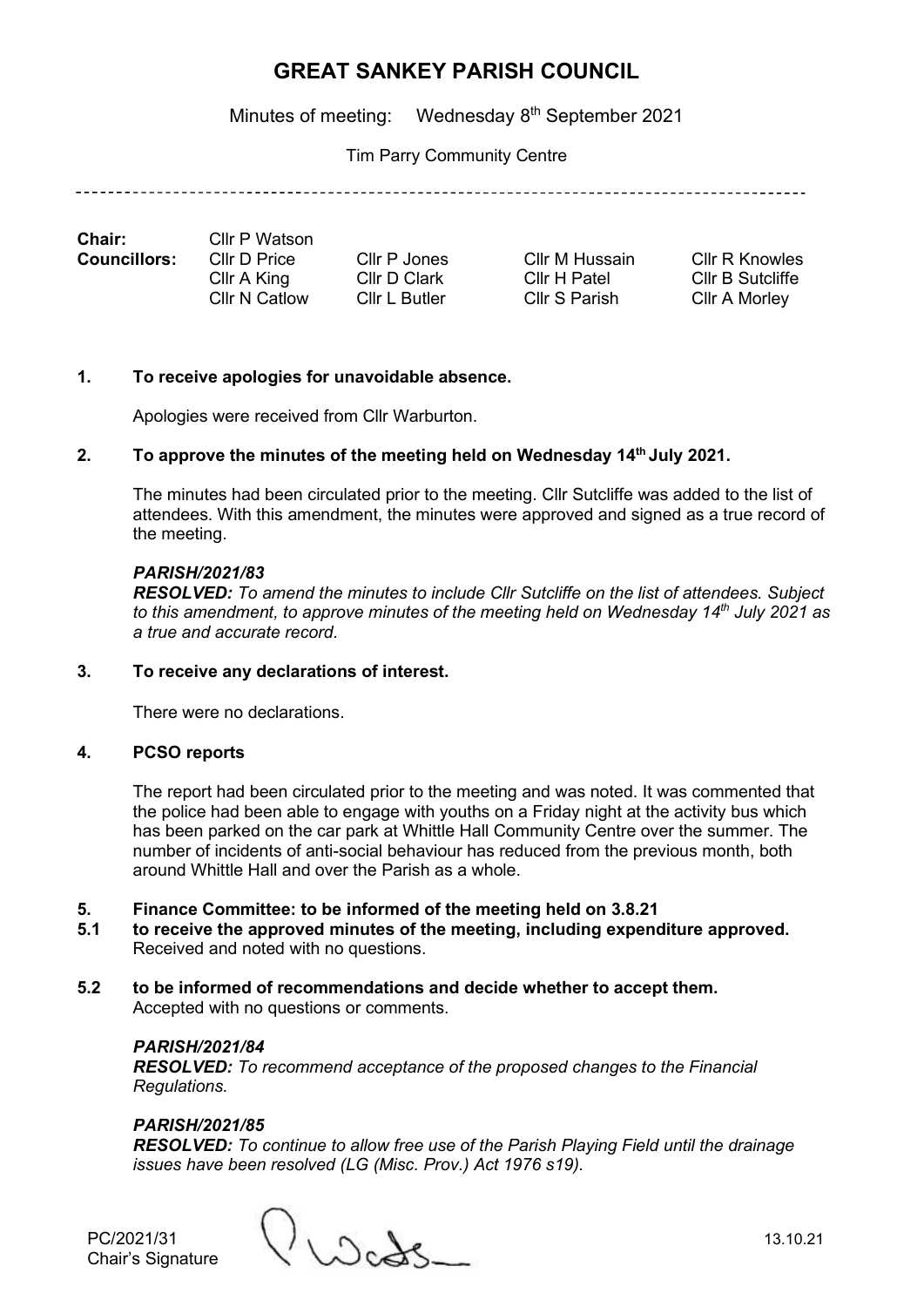# GREAT SANKEY PARISH COUNCIL

Minutes of meeting: Wednesday 8th September 2021

Tim Parry Community Centre

---

| | | | | |
|---|---|---|---|---|
| **Chair:** | Cllr P Watson | | | |
| **Councillors:** | Cllr D Price | Cllr P Jones | Cllr M Hussain | Cllr R Knowles |
| | Cllr A King | Cllr D Clark | Cllr H Patel | Cllr B Sutcliffe |
| | Cllr N Catlow | Cllr L Butler | Cllr S Parish | Cllr A Morley |

**1. To receive apologies for unavoidable absence.**

Apologies were received from Cllr Warburton.

**2. To approve the minutes of the meeting held on Wednesday 14th July 2021.**

The minutes had been circulated prior to the meeting. Cllr Sutcliffe was added to the list of attendees. With this amendment, the minutes were approved and signed as a true record of the meeting.

***PARISH/2021/83***
***RESOLVED:*** *To amend the minutes to include Cllr Sutcliffe on the list of attendees. Subject to this amendment, to approve minutes of the meeting held on Wednesday 14th July 2021 as a true and accurate record.*

**3. To receive any declarations of interest.**

There were no declarations.

**4. PCSO reports**

The report had been circulated prior to the meeting and was noted. It was commented that the police had been able to engage with youths on a Friday night at the activity bus which has been parked on the car park at Whittle Hall Community Centre over the summer. The number of incidents of anti-social behaviour has reduced from the previous month, both around Whittle Hall and over the Parish as a whole.

**5. Finance Committee: to be informed of the meeting held on 3.8.21**

**5.1 to receive the approved minutes of the meeting, including expenditure approved.**
Received and noted with no questions.

**5.2 to be informed of recommendations and decide whether to accept them.**
Accepted with no questions or comments.

***PARISH/2021/84***
***RESOLVED:*** *To recommend acceptance of the proposed changes to the Financial Regulations.*

***PARISH/2021/85***
***RESOLVED:*** *To continue to allow free use of the Parish Playing Field until the drainage issues have been resolved (LG (Misc. Prov.) Act 1976 s19).*

PC/2021/31
Chair's Signature

13.10.21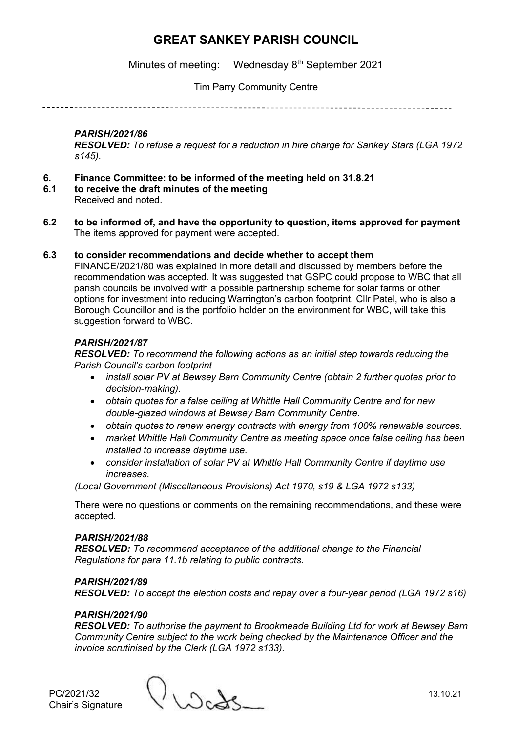# GREAT SANKEY PARISH COUNCIL

Minutes of meeting: Wednesday 8th September 2021

Tim Parry Community Centre

---

***PARISH/2021/86***
***RESOLVED:*** *To refuse a request for a reduction in hire charge for Sankey Stars (LGA 1972 s145).*

**6. Finance Committee: to be informed of the meeting held on 31.8.21**

**6.1 to receive the draft minutes of the meeting**
Received and noted.

**6.2 to be informed of, and have the opportunity to question, items approved for payment**
The items approved for payment were accepted.

**6.3 to consider recommendations and decide whether to accept them**
FINANCE/2021/80 was explained in more detail and discussed by members before the recommendation was accepted. It was suggested that GSPC could propose to WBC that all parish councils be involved with a possible partnership scheme for solar farms or other options for investment into reducing Warrington's carbon footprint. Cllr Patel, who is also a Borough Councillor and is the portfolio holder on the environment for WBC, will take this suggestion forward to WBC.

***PARISH/2021/87***
***RESOLVED:*** *To recommend the following actions as an initial step towards reducing the Parish Council's carbon footprint*

- *install solar PV at Bewsey Barn Community Centre (obtain 2 further quotes prior to decision-making).*
- *obtain quotes for a false ceiling at Whittle Hall Community Centre and for new double-glazed windows at Bewsey Barn Community Centre.*
- *obtain quotes to renew energy contracts with energy from 100% renewable sources.*
- *market Whittle Hall Community Centre as meeting space once false ceiling has been installed to increase daytime use.*
- *consider installation of solar PV at Whittle Hall Community Centre if daytime use increases.*

*(Local Government (Miscellaneous Provisions) Act 1970, s19 & LGA 1972 s133)*

There were no questions or comments on the remaining recommendations, and these were accepted.

***PARISH/2021/88***
***RESOLVED:*** *To recommend acceptance of the additional change to the Financial Regulations for para 11.1b relating to public contracts.*

***PARISH/2021/89***
***RESOLVED:*** *To accept the election costs and repay over a four-year period (LGA 1972 s16)*

***PARISH/2021/90***
***RESOLVED:*** *To authorise the payment to Brookmeade Building Ltd for work at Bewsey Barn Community Centre subject to the work being checked by the Maintenance Officer and the invoice scrutinised by the Clerk (LGA 1972 s133).*

PC/2021/32
Chair's Signature 13.10.21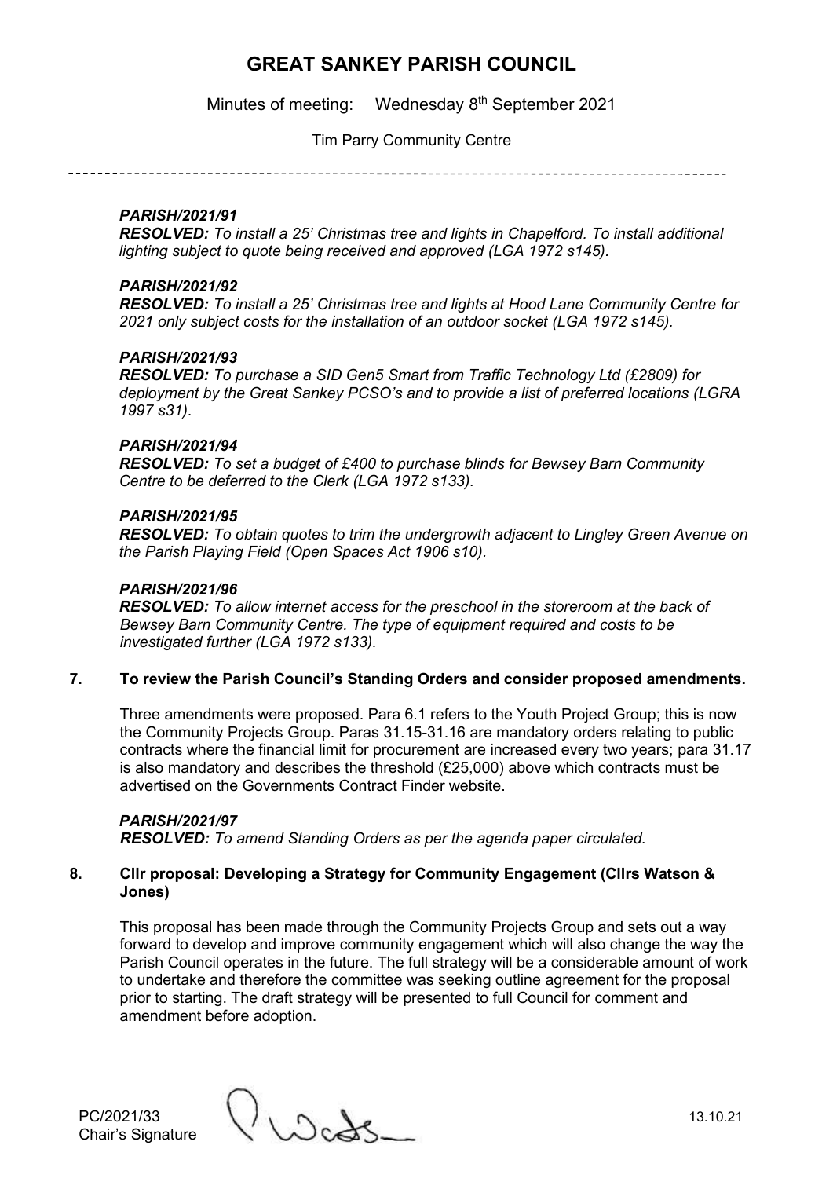# GREAT SANKEY PARISH COUNCIL

Minutes of meeting: Wednesday 8th September 2021

Tim Parry Community Centre

***PARISH/2021/91***
***RESOLVED:*** *To install a 25' Christmas tree and lights in Chapelford. To install additional lighting subject to quote being received and approved (LGA 1972 s145).*

***PARISH/2021/92***
***RESOLVED:*** *To install a 25' Christmas tree and lights at Hood Lane Community Centre for 2021 only subject costs for the installation of an outdoor socket (LGA 1972 s145).*

***PARISH/2021/93***
***RESOLVED:*** *To purchase a SID Gen5 Smart from Traffic Technology Ltd (£2809) for deployment by the Great Sankey PCSO's and to provide a list of preferred locations (LGRA 1997 s31).*

***PARISH/2021/94***
***RESOLVED:*** *To set a budget of £400 to purchase blinds for Bewsey Barn Community Centre to be deferred to the Clerk (LGA 1972 s133).*

***PARISH/2021/95***
***RESOLVED:*** *To obtain quotes to trim the undergrowth adjacent to Lingley Green Avenue on the Parish Playing Field (Open Spaces Act 1906 s10).*

***PARISH/2021/96***
***RESOLVED:*** *To allow internet access for the preschool in the storeroom at the back of Bewsey Barn Community Centre. The type of equipment required and costs to be investigated further (LGA 1972 s133).*

**7. To review the Parish Council's Standing Orders and consider proposed amendments.**

Three amendments were proposed. Para 6.1 refers to the Youth Project Group; this is now the Community Projects Group. Paras 31.15-31.16 are mandatory orders relating to public contracts where the financial limit for procurement are increased every two years; para 31.17 is also mandatory and describes the threshold (£25,000) above which contracts must be advertised on the Governments Contract Finder website.

***PARISH/2021/97***
***RESOLVED:*** *To amend Standing Orders as per the agenda paper circulated.*

**8. Cllr proposal: Developing a Strategy for Community Engagement (Cllrs Watson & Jones)**

This proposal has been made through the Community Projects Group and sets out a way forward to develop and improve community engagement which will also change the way the Parish Council operates in the future. The full strategy will be a considerable amount of work to undertake and therefore the committee was seeking outline agreement for the proposal prior to starting. The draft strategy will be presented to full Council for comment and amendment before adoption.

PC/2021/33
Chair's Signature

13.10.21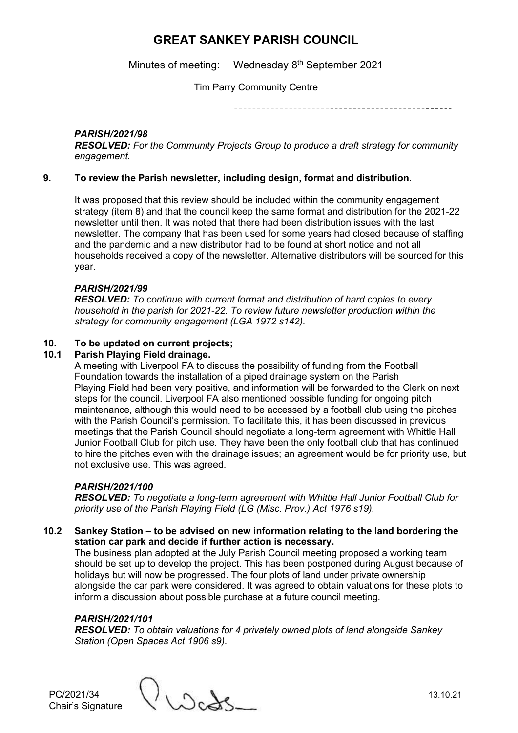# GREAT SANKEY PARISH COUNCIL

Minutes of meeting: Wednesday 8th September 2021

Tim Parry Community Centre

***PARISH/2021/98***
***RESOLVED:*** *For the Community Projects Group to produce a draft strategy for community engagement.*

**9. To review the Parish newsletter, including design, format and distribution.**

It was proposed that this review should be included within the community engagement strategy (item 8) and that the council keep the same format and distribution for the 2021-22 newsletter until then. It was noted that there had been distribution issues with the last newsletter. The company that has been used for some years had closed because of staffing and the pandemic and a new distributor had to be found at short notice and not all households received a copy of the newsletter. Alternative distributors will be sourced for this year.

***PARISH/2021/99***
***RESOLVED:*** *To continue with current format and distribution of hard copies to every household in the parish for 2021-22. To review future newsletter production within the strategy for community engagement (LGA 1972 s142).*

**10. To be updated on current projects;**

**10.1 Parish Playing Field drainage.**

A meeting with Liverpool FA to discuss the possibility of funding from the Football Foundation towards the installation of a piped drainage system on the Parish Playing Field had been very positive, and information will be forwarded to the Clerk on next steps for the council. Liverpool FA also mentioned possible funding for ongoing pitch maintenance, although this would need to be accessed by a football club using the pitches with the Parish Council's permission. To facilitate this, it has been discussed in previous meetings that the Parish Council should negotiate a long-term agreement with Whittle Hall Junior Football Club for pitch use. They have been the only football club that has continued to hire the pitches even with the drainage issues; an agreement would be for priority use, but not exclusive use. This was agreed.

***PARISH/2021/100***
***RESOLVED:*** *To negotiate a long-term agreement with Whittle Hall Junior Football Club for priority use of the Parish Playing Field (LG (Misc. Prov.) Act 1976 s19).*

**10.2 Sankey Station – to be advised on new information relating to the land bordering the station car park and decide if further action is necessary.**

The business plan adopted at the July Parish Council meeting proposed a working team should be set up to develop the project. This has been postponed during August because of holidays but will now be progressed. The four plots of land under private ownership alongside the car park were considered. It was agreed to obtain valuations for these plots to inform a discussion about possible purchase at a future council meeting.

***PARISH/2021/101***
***RESOLVED:*** *To obtain valuations for 4 privately owned plots of land alongside Sankey Station (Open Spaces Act 1906 s9).*

PC/2021/34
Chair's Signature

13.10.21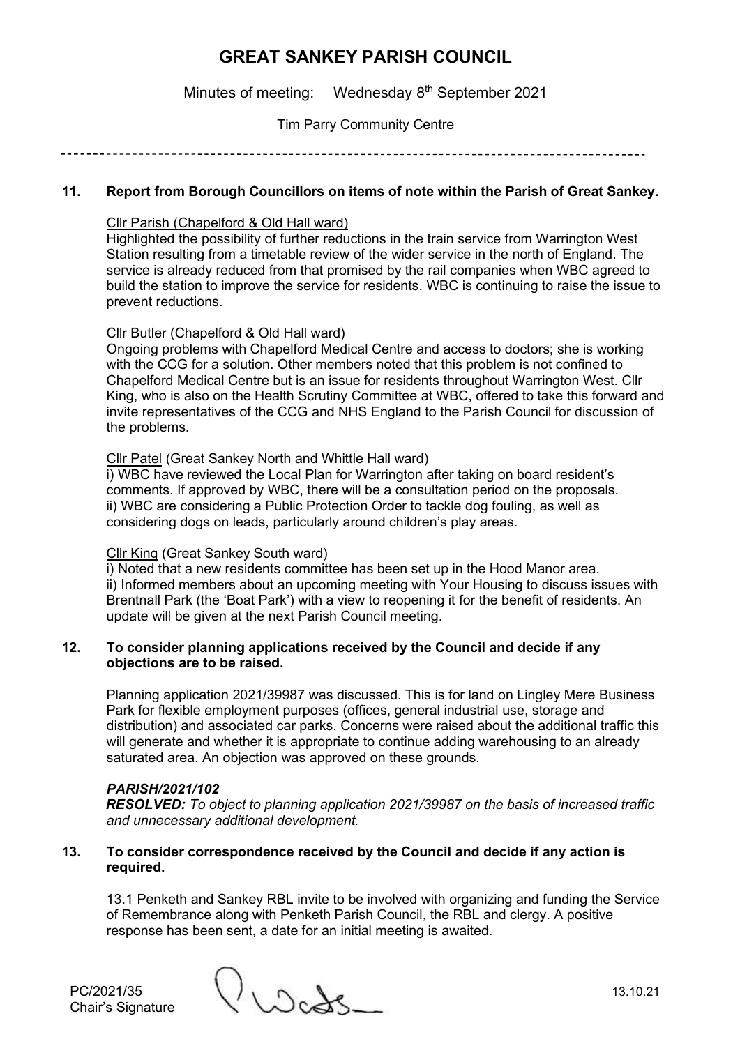# GREAT SANKEY PARISH COUNCIL

Minutes of meeting: Wednesday 8th September 2021

Tim Parry Community Centre

---

### 11. Report from Borough Councillors on items of note within the Parish of Great Sankey.

Cllr Parish (Chapelford & Old Hall ward)

Highlighted the possibility of further reductions in the train service from Warrington West Station resulting from a timetable review of the wider service in the north of England. The service is already reduced from that promised by the rail companies when WBC agreed to build the station to improve the service for residents. WBC is continuing to raise the issue to prevent reductions.

Cllr Butler (Chapelford & Old Hall ward)

Ongoing problems with Chapelford Medical Centre and access to doctors; she is working with the CCG for a solution. Other members noted that this problem is not confined to Chapelford Medical Centre but is an issue for residents throughout Warrington West. Cllr King, who is also on the Health Scrutiny Committee at WBC, offered to take this forward and invite representatives of the CCG and NHS England to the Parish Council for discussion of the problems.

Cllr Patel (Great Sankey North and Whittle Hall ward)

i) WBC have reviewed the Local Plan for Warrington after taking on board resident's comments. If approved by WBC, there will be a consultation period on the proposals.
ii) WBC are considering a Public Protection Order to tackle dog fouling, as well as considering dogs on leads, particularly around children's play areas.

Cllr King (Great Sankey South ward)

i) Noted that a new residents committee has been set up in the Hood Manor area.
ii) Informed members about an upcoming meeting with Your Housing to discuss issues with Brentnall Park (the 'Boat Park') with a view to reopening it for the benefit of residents. An update will be given at the next Parish Council meeting.

### 12. To consider planning applications received by the Council and decide if any objections are to be raised.

Planning application 2021/39987 was discussed. This is for land on Lingley Mere Business Park for flexible employment purposes (offices, general industrial use, storage and distribution) and associated car parks. Concerns were raised about the additional traffic this will generate and whether it is appropriate to continue adding warehousing to an already saturated area. An objection was approved on these grounds.

***PARISH/2021/102***
***RESOLVED:*** *To object to planning application 2021/39987 on the basis of increased traffic and unnecessary additional development.*

### 13. To consider correspondence received by the Council and decide if any action is required.

13.1 Penketh and Sankey RBL invite to be involved with organizing and funding the Service of Remembrance along with Penketh Parish Council, the RBL and clergy. A positive response has been sent, a date for an initial meeting is awaited.

PC/2021/35
Chair's Signature

13.10.21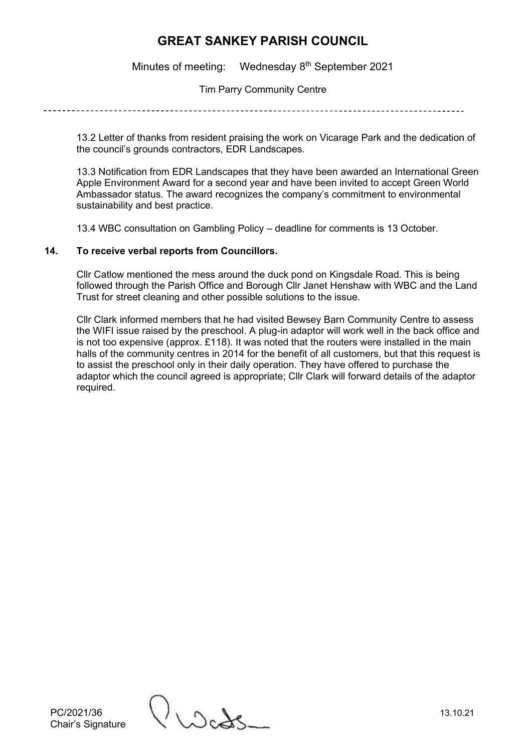13.2 Letter of thanks from resident praising the work on Vicarage Park and the dedication of the council's grounds contractors, EDR Landscapes.

13.3 Notification from EDR Landscapes that they have been awarded an International Green Apple Environment Award for a second year and have been invited to accept Green World Ambassador status. The award recognizes the company's commitment to environmental sustainability and best practice.

13.4 WBC consultation on Gambling Policy – deadline for comments is 13 October.

**14. To receive verbal reports from Councillors.**

Cllr Catlow mentioned the mess around the duck pond on Kingsdale Road. This is being followed through the Parish Office and Borough Cllr Janet Henshaw with WBC and the Land Trust for street cleaning and other possible solutions to the issue.

Cllr Clark informed members that he had visited Bewsey Barn Community Centre to assess the WIFI issue raised by the preschool. A plug-in adaptor will work well in the back office and is not too expensive (approx. £118). It was noted that the routers were installed in the main halls of the community centres in 2014 for the benefit of all customers, but that this request is to assist the preschool only in their daily operation. They have offered to purchase the adaptor which the council agreed is appropriate; Cllr Clark will forward details of the adaptor required.

PC/2021/36
Chair's Signature 13.10.21